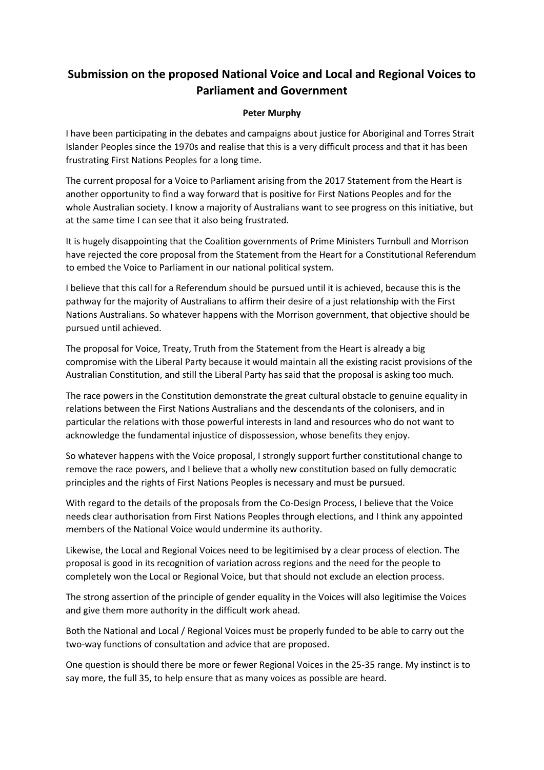# Submission on the proposed National Voice and Local and Regional Voices to Parliament and Government

**Peter Murphy**

I have been participating in the debates and campaigns about justice for Aboriginal and Torres Strait Islander Peoples since the 1970s and realise that this is a very difficult process and that it has been frustrating First Nations Peoples for a long time.

The current proposal for a Voice to Parliament arising from the 2017 Statement from the Heart is another opportunity to find a way forward that is positive for First Nations Peoples and for the whole Australian society. I know a majority of Australians want to see progress on this initiative, but at the same time I can see that it also being frustrated.

It is hugely disappointing that the Coalition governments of Prime Ministers Turnbull and Morrison have rejected the core proposal from the Statement from the Heart for a Constitutional Referendum to embed the Voice to Parliament in our national political system.

I believe that this call for a Referendum should be pursued until it is achieved, because this is the pathway for the majority of Australians to affirm their desire of a just relationship with the First Nations Australians. So whatever happens with the Morrison government, that objective should be pursued until achieved.

The proposal for Voice, Treaty, Truth from the Statement from the Heart is already a big compromise with the Liberal Party because it would maintain all the existing racist provisions of the Australian Constitution, and still the Liberal Party has said that the proposal is asking too much.

The race powers in the Constitution demonstrate the great cultural obstacle to genuine equality in relations between the First Nations Australians and the descendants of the colonisers, and in particular the relations with those powerful interests in land and resources who do not want to acknowledge the fundamental injustice of dispossession, whose benefits they enjoy.

So whatever happens with the Voice proposal, I strongly support further constitutional change to remove the race powers, and I believe that a wholly new constitution based on fully democratic principles and the rights of First Nations Peoples is necessary and must be pursued.

With regard to the details of the proposals from the Co-Design Process, I believe that the Voice needs clear authorisation from First Nations Peoples through elections, and I think any appointed members of the National Voice would undermine its authority.

Likewise, the Local and Regional Voices need to be legitimised by a clear process of election. The proposal is good in its recognition of variation across regions and the need for the people to completely won the Local or Regional Voice, but that should not exclude an election process.

The strong assertion of the principle of gender equality in the Voices will also legitimise the Voices and give them more authority in the difficult work ahead.

Both the National and Local / Regional Voices must be properly funded to be able to carry out the two-way functions of consultation and advice that are proposed.

One question is should there be more or fewer Regional Voices in the 25-35 range. My instinct is to say more, the full 35, to help ensure that as many voices as possible are heard.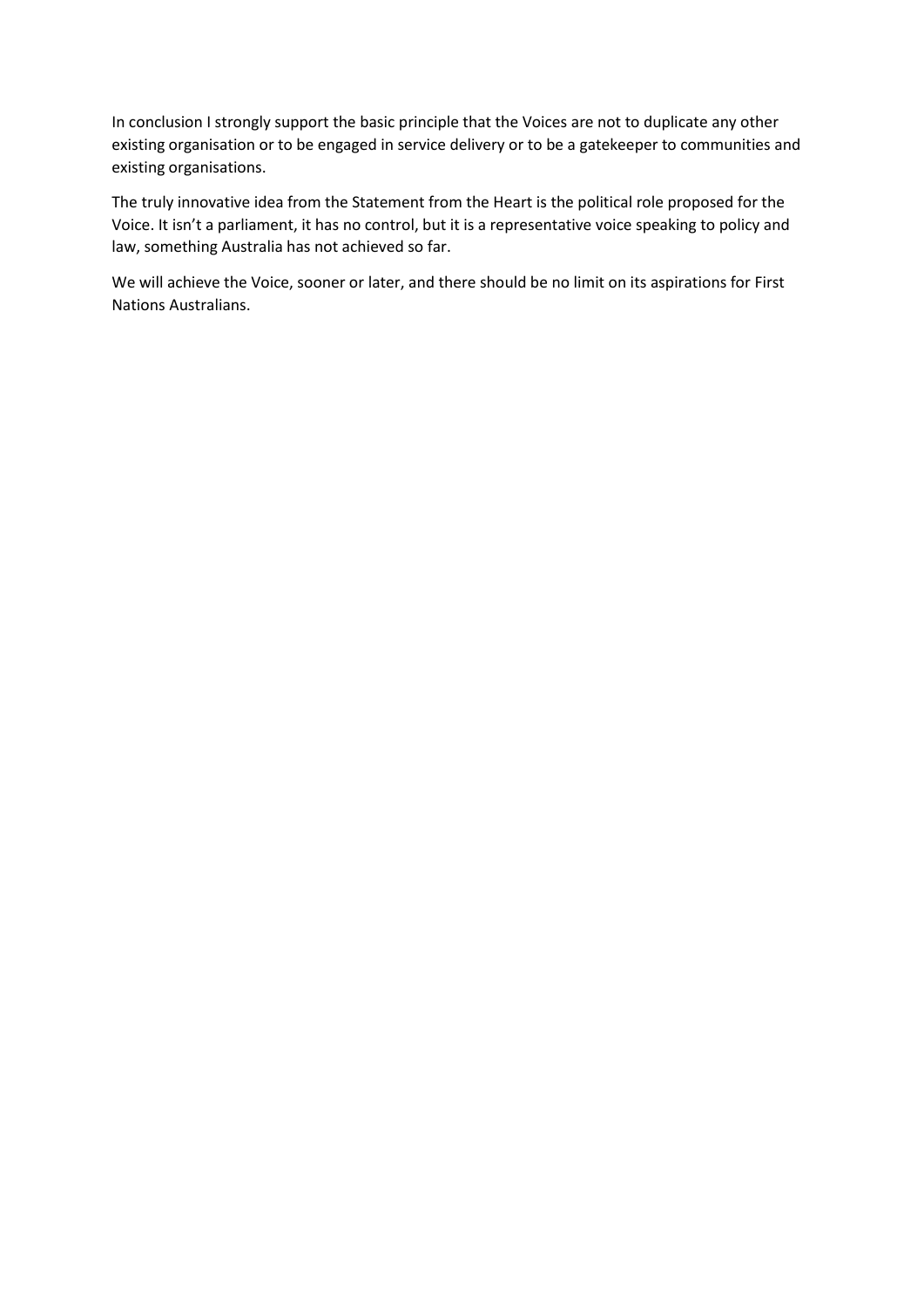In conclusion I strongly support the basic principle that the Voices are not to duplicate any other existing organisation or to be engaged in service delivery or to be a gatekeeper to communities and existing organisations.

The truly innovative idea from the Statement from the Heart is the political role proposed for the Voice. It isn't a parliament, it has no control, but it is a representative voice speaking to policy and law, something Australia has not achieved so far.

We will achieve the Voice, sooner or later, and there should be no limit on its aspirations for First Nations Australians.